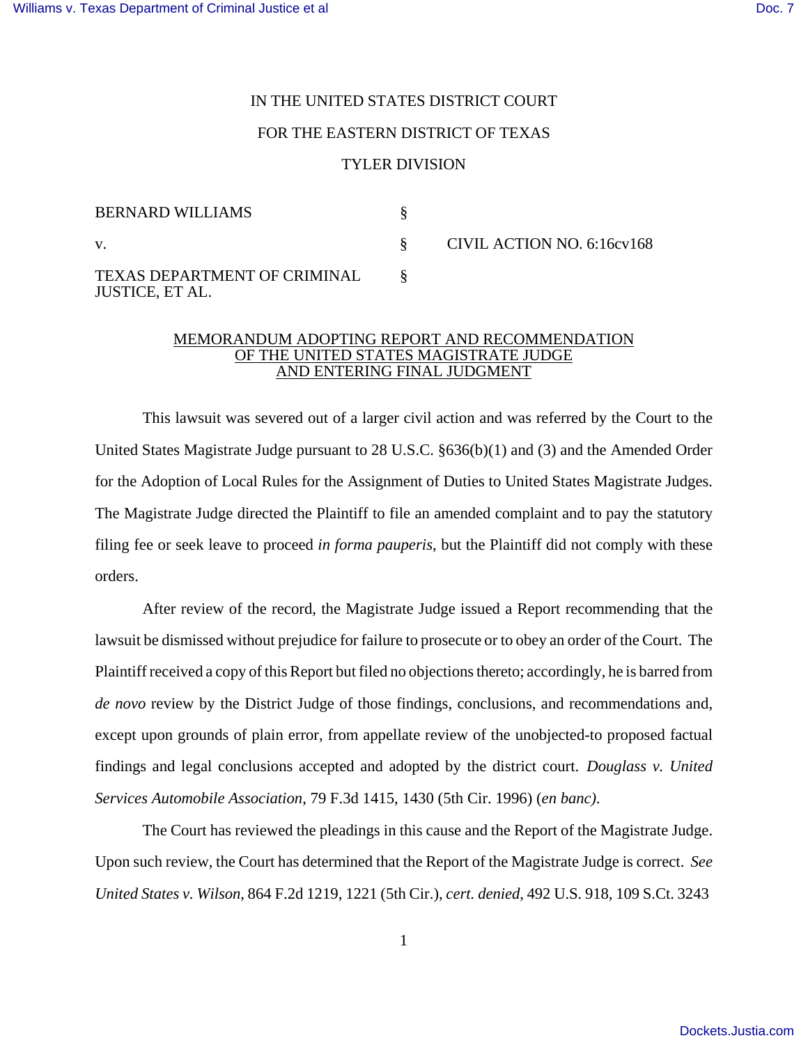IN THE UNITED STATES DISTRICT COURT

FOR THE EASTERN DISTRICT OF TEXAS

TYLER DIVISION

| | | |
|---|---|---|
| BERNARD WILLIAMS | § | |
| v. | § | CIVIL ACTION NO. 6:16cv168 |
| TEXAS DEPARTMENT OF CRIMINAL JUSTICE, ET AL. | § | |

MEMORANDUM ADOPTING REPORT AND RECOMMENDATION OF THE UNITED STATES MAGISTRATE JUDGE AND ENTERING FINAL JUDGMENT

This lawsuit was severed out of a larger civil action and was referred by the Court to the United States Magistrate Judge pursuant to 28 U.S.C. §636(b)(1) and (3) and the Amended Order for the Adoption of Local Rules for the Assignment of Duties to United States Magistrate Judges. The Magistrate Judge directed the Plaintiff to file an amended complaint and to pay the statutory filing fee or seek leave to proceed *in forma pauperis*, but the Plaintiff did not comply with these orders.

After review of the record, the Magistrate Judge issued a Report recommending that the lawsuit be dismissed without prejudice for failure to prosecute or to obey an order of the Court. The Plaintiff received a copy of this Report but filed no objections thereto; accordingly, he is barred from *de novo* review by the District Judge of those findings, conclusions, and recommendations and, except upon grounds of plain error, from appellate review of the unobjected-to proposed factual findings and legal conclusions accepted and adopted by the district court. *Douglass v. United Services Automobile Association*, 79 F.3d 1415, 1430 (5th Cir. 1996) (*en banc)*.

The Court has reviewed the pleadings in this cause and the Report of the Magistrate Judge. Upon such review, the Court has determined that the Report of the Magistrate Judge is correct. *See United States v. Wilson*, 864 F.2d 1219, 1221 (5th Cir.), *cert. denied*, 492 U.S. 918, 109 S.Ct. 3243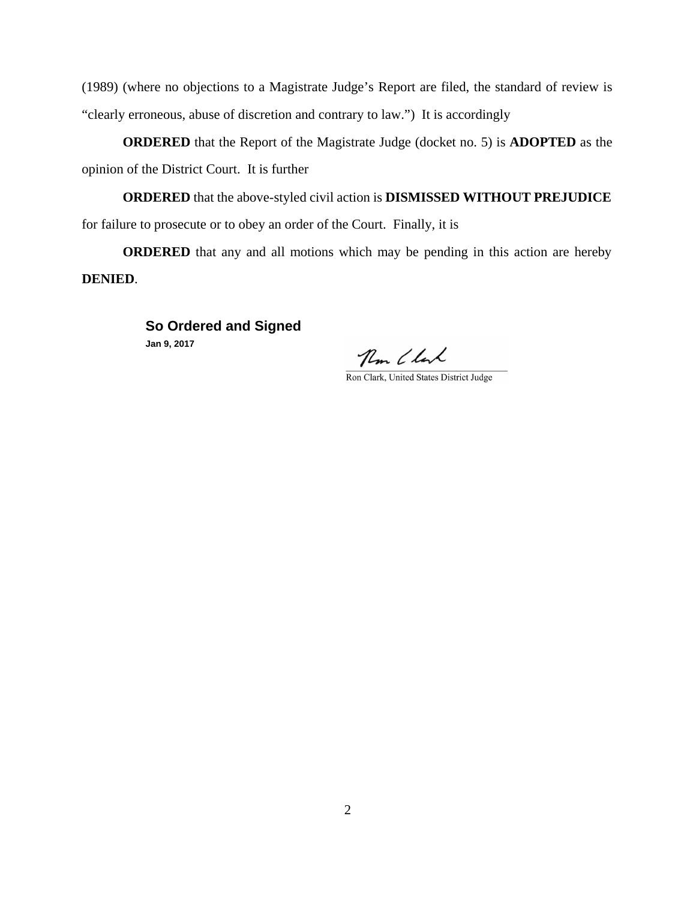(1989) (where no objections to a Magistrate Judge's Report are filed, the standard of review is "clearly erroneous, abuse of discretion and contrary to law.") It is accordingly

**ORDERED** that the Report of the Magistrate Judge (docket no. 5) is **ADOPTED** as the opinion of the District Court. It is further

**ORDERED** that the above-styled civil action is **DISMISSED WITHOUT PREJUDICE** for failure to prosecute or to obey an order of the Court. Finally, it is

**ORDERED** that any and all motions which may be pending in this action are hereby **DENIED**.

**So Ordered and Signed**

**Jan 9, 2017**

Ron Clark, United States District Judge